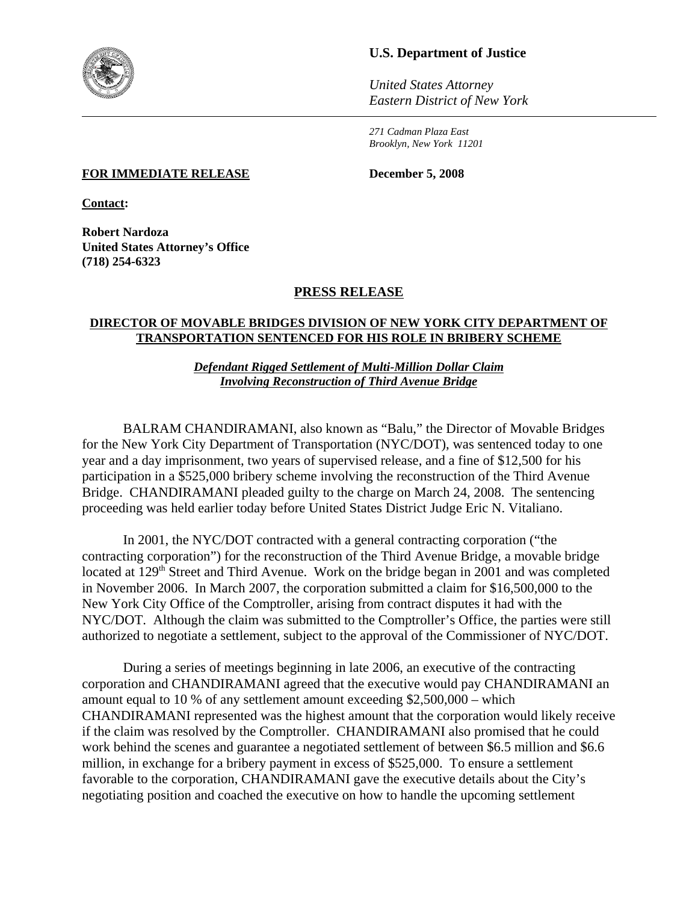**U.S. Department of Justice**

*United States Attorney*
*Eastern District of New York*

*271 Cadman Plaza East*
*Brooklyn, New York 11201*

**FOR IMMEDIATE RELEASE** **December 5, 2008**

**Contact:**

**Robert Nardoza**
**United States Attorney's Office**
**(718) 254-6323**

## PRESS RELEASE

### DIRECTOR OF MOVABLE BRIDGES DIVISION OF NEW YORK CITY DEPARTMENT OF TRANSPORTATION SENTENCED FOR HIS ROLE IN BRIBERY SCHEME

***Defendant Rigged Settlement of Multi-Million Dollar Claim Involving Reconstruction of Third Avenue Bridge***

BALRAM CHANDIRAMANI, also known as "Balu," the Director of Movable Bridges for the New York City Department of Transportation (NYC/DOT), was sentenced today to one year and a day imprisonment, two years of supervised release, and a fine of $12,500 for his participation in a $525,000 bribery scheme involving the reconstruction of the Third Avenue Bridge. CHANDIRAMANI pleaded guilty to the charge on March 24, 2008. The sentencing proceeding was held earlier today before United States District Judge Eric N. Vitaliano.

In 2001, the NYC/DOT contracted with a general contracting corporation ("the contracting corporation") for the reconstruction of the Third Avenue Bridge, a movable bridge located at 129th Street and Third Avenue. Work on the bridge began in 2001 and was completed in November 2006. In March 2007, the corporation submitted a claim for $16,500,000 to the New York City Office of the Comptroller, arising from contract disputes it had with the NYC/DOT. Although the claim was submitted to the Comptroller's Office, the parties were still authorized to negotiate a settlement, subject to the approval of the Commissioner of NYC/DOT.

During a series of meetings beginning in late 2006, an executive of the contracting corporation and CHANDIRAMANI agreed that the executive would pay CHANDIRAMANI an amount equal to 10 % of any settlement amount exceeding $2,500,000 – which CHANDIRAMANI represented was the highest amount that the corporation would likely receive if the claim was resolved by the Comptroller. CHANDIRAMANI also promised that he could work behind the scenes and guarantee a negotiated settlement of between $6.5 million and $6.6 million, in exchange for a bribery payment in excess of $525,000. To ensure a settlement favorable to the corporation, CHANDIRAMANI gave the executive details about the City's negotiating position and coached the executive on how to handle the upcoming settlement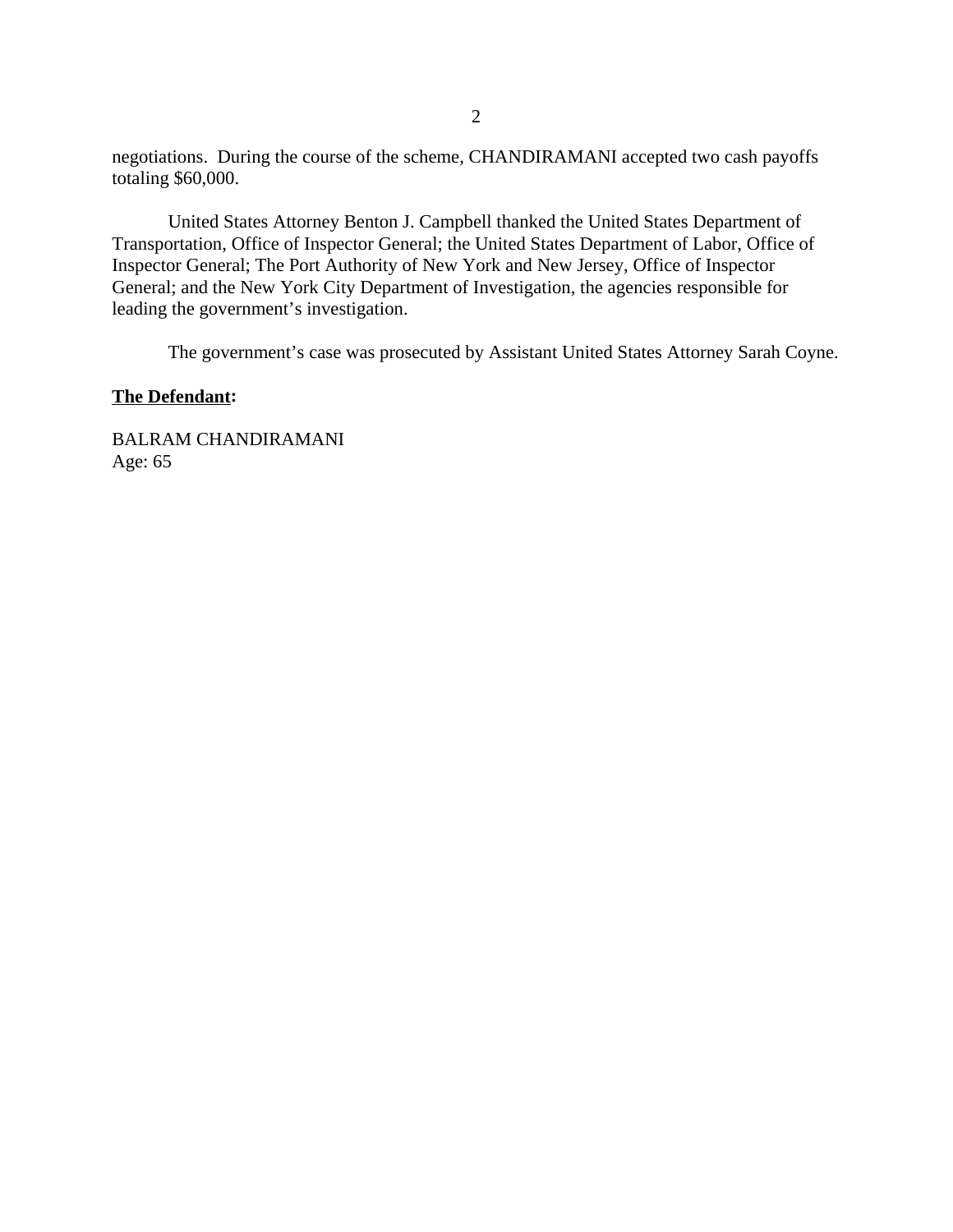negotiations. During the course of the scheme, CHANDIRAMANI accepted two cash payoffs totaling $60,000.

United States Attorney Benton J. Campbell thanked the United States Department of Transportation, Office of Inspector General; the United States Department of Labor, Office of Inspector General; The Port Authority of New York and New Jersey, Office of Inspector General; and the New York City Department of Investigation, the agencies responsible for leading the government's investigation.

The government's case was prosecuted by Assistant United States Attorney Sarah Coyne.

**The Defendant:**

BALRAM CHANDIRAMANI
Age: 65